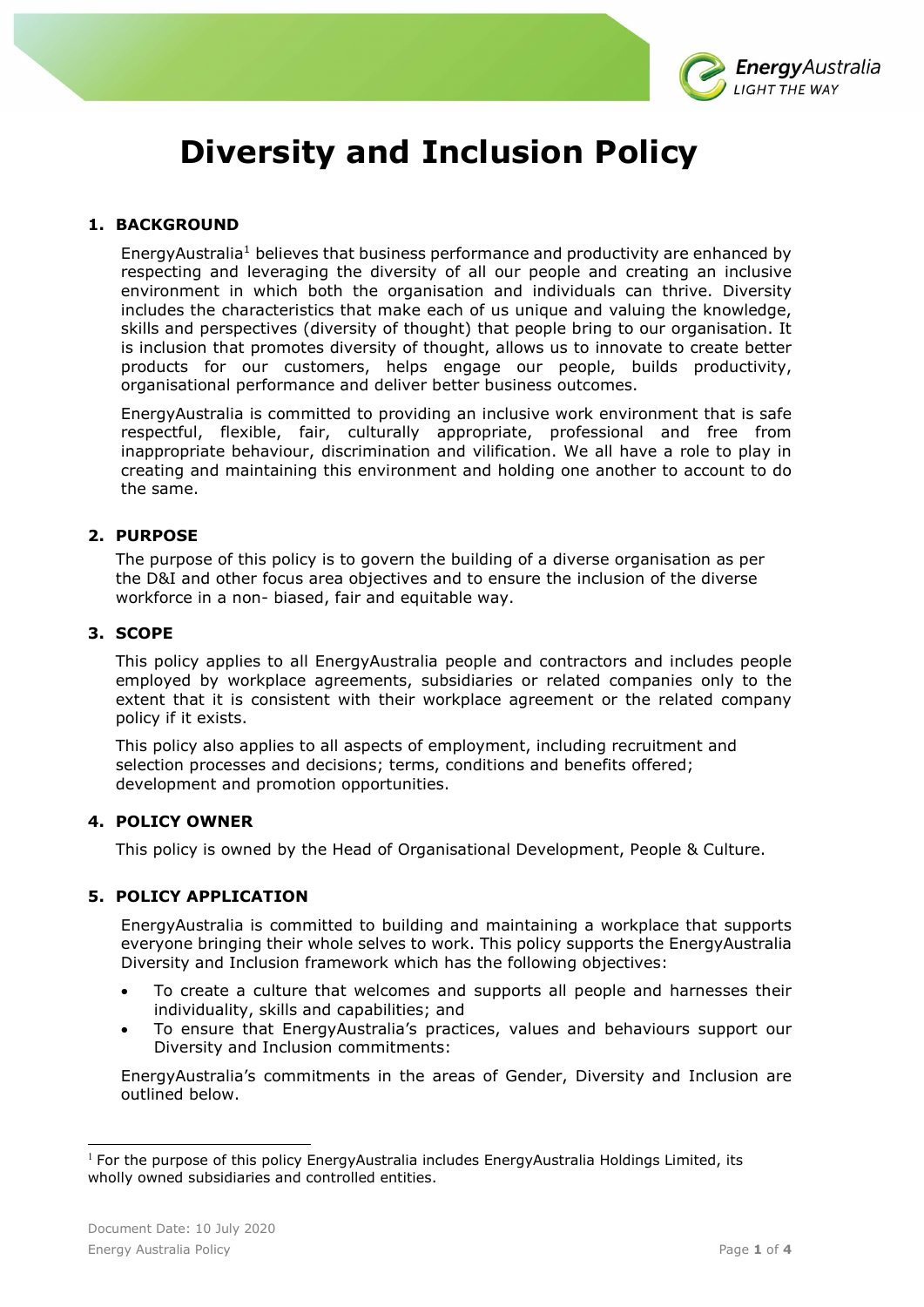# Diversity and Inclusion Policy

## 1. BACKGROUND

EnergyAustralia[1] believes that business performance and productivity are enhanced by respecting and leveraging the diversity of all our people and creating an inclusive environment in which both the organisation and individuals can thrive. Diversity includes the characteristics that make each of us unique and valuing the knowledge, skills and perspectives (diversity of thought) that people bring to our organisation. It is inclusion that promotes diversity of thought, allows us to innovate to create better products for our customers, helps engage our people, builds productivity, organisational performance and deliver better business outcomes.

EnergyAustralia is committed to providing an inclusive work environment that is safe respectful, flexible, fair, culturally appropriate, professional and free from inappropriate behaviour, discrimination and vilification. We all have a role to play in creating and maintaining this environment and holding one another to account to do the same.

## 2. PURPOSE

The purpose of this policy is to govern the building of a diverse organisation as per the D&I and other focus area objectives and to ensure the inclusion of the diverse workforce in a non- biased, fair and equitable way.

## 3. SCOPE

This policy applies to all EnergyAustralia people and contractors and includes people employed by workplace agreements, subsidiaries or related companies only to the extent that it is consistent with their workplace agreement or the related company policy if it exists.

This policy also applies to all aspects of employment, including recruitment and selection processes and decisions; terms, conditions and benefits offered; development and promotion opportunities.

## 4. POLICY OWNER

This policy is owned by the Head of Organisational Development, People & Culture.

## 5. POLICY APPLICATION

EnergyAustralia is committed to building and maintaining a workplace that supports everyone bringing their whole selves to work. This policy supports the EnergyAustralia Diversity and Inclusion framework which has the following objectives:

- To create a culture that welcomes and supports all people and harnesses their individuality, skills and capabilities; and
- To ensure that EnergyAustralia's practices, values and behaviours support our Diversity and Inclusion commitments:

EnergyAustralia's commitments in the areas of Gender, Diversity and Inclusion are outlined below.

---

[1] For the purpose of this policy EnergyAustralia includes EnergyAustralia Holdings Limited, its wholly owned subsidiaries and controlled entities.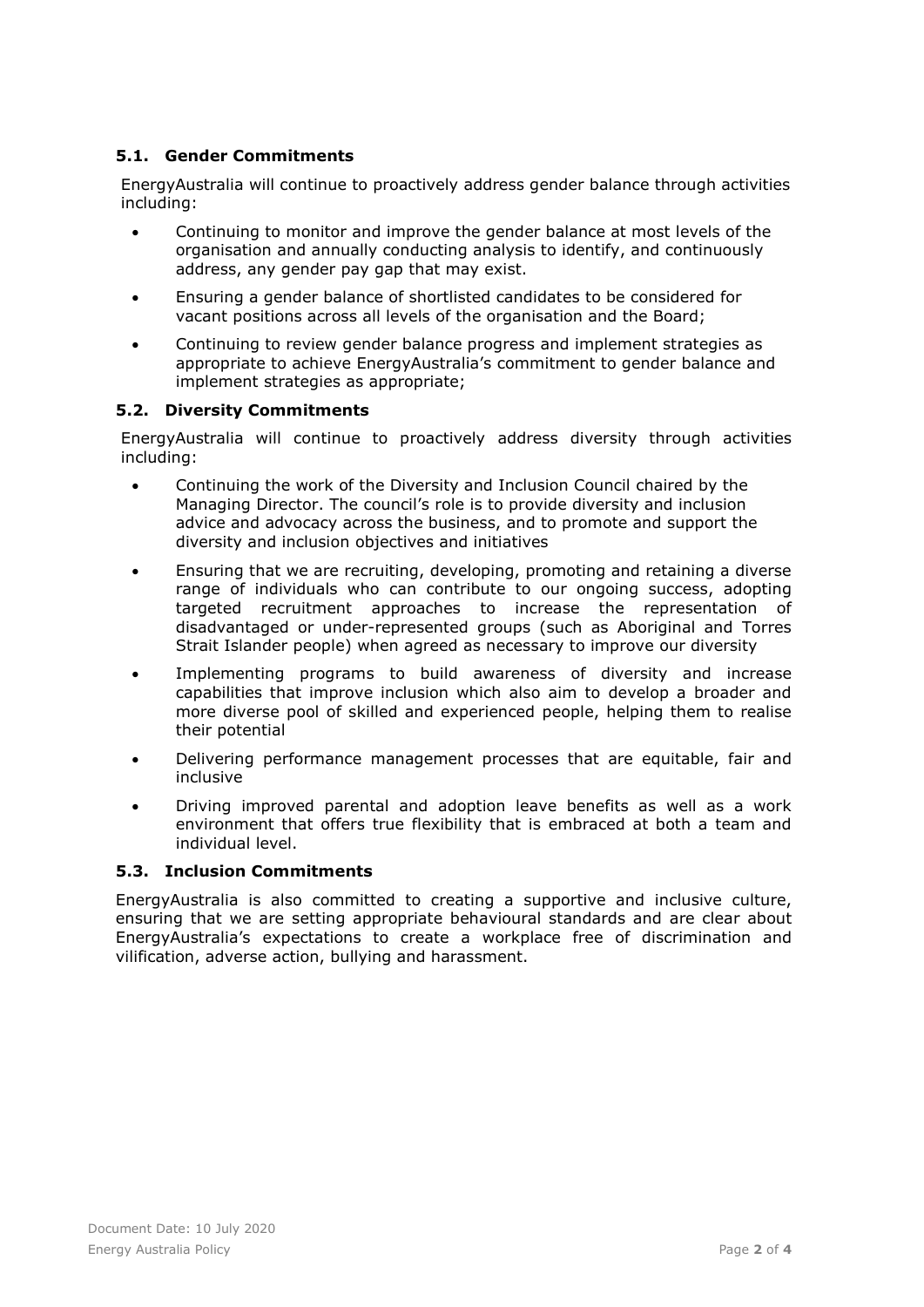### 5.1. Gender Commitments

EnergyAustralia will continue to proactively address gender balance through activities including:

- Continuing to monitor and improve the gender balance at most levels of the organisation and annually conducting analysis to identify, and continuously address, any gender pay gap that may exist.
- Ensuring a gender balance of shortlisted candidates to be considered for vacant positions across all levels of the organisation and the Board;
- Continuing to review gender balance progress and implement strategies as appropriate to achieve EnergyAustralia's commitment to gender balance and implement strategies as appropriate;

### 5.2. Diversity Commitments

EnergyAustralia will continue to proactively address diversity through activities including:

- Continuing the work of the Diversity and Inclusion Council chaired by the Managing Director. The council's role is to provide diversity and inclusion advice and advocacy across the business, and to promote and support the diversity and inclusion objectives and initiatives
- Ensuring that we are recruiting, developing, promoting and retaining a diverse range of individuals who can contribute to our ongoing success, adopting targeted recruitment approaches to increase the representation of disadvantaged or under-represented groups (such as Aboriginal and Torres Strait Islander people) when agreed as necessary to improve our diversity
- Implementing programs to build awareness of diversity and increase capabilities that improve inclusion which also aim to develop a broader and more diverse pool of skilled and experienced people, helping them to realise their potential
- Delivering performance management processes that are equitable, fair and inclusive
- Driving improved parental and adoption leave benefits as well as a work environment that offers true flexibility that is embraced at both a team and individual level.

### 5.3. Inclusion Commitments

EnergyAustralia is also committed to creating a supportive and inclusive culture, ensuring that we are setting appropriate behavioural standards and are clear about EnergyAustralia's expectations to create a workplace free of discrimination and vilification, adverse action, bullying and harassment.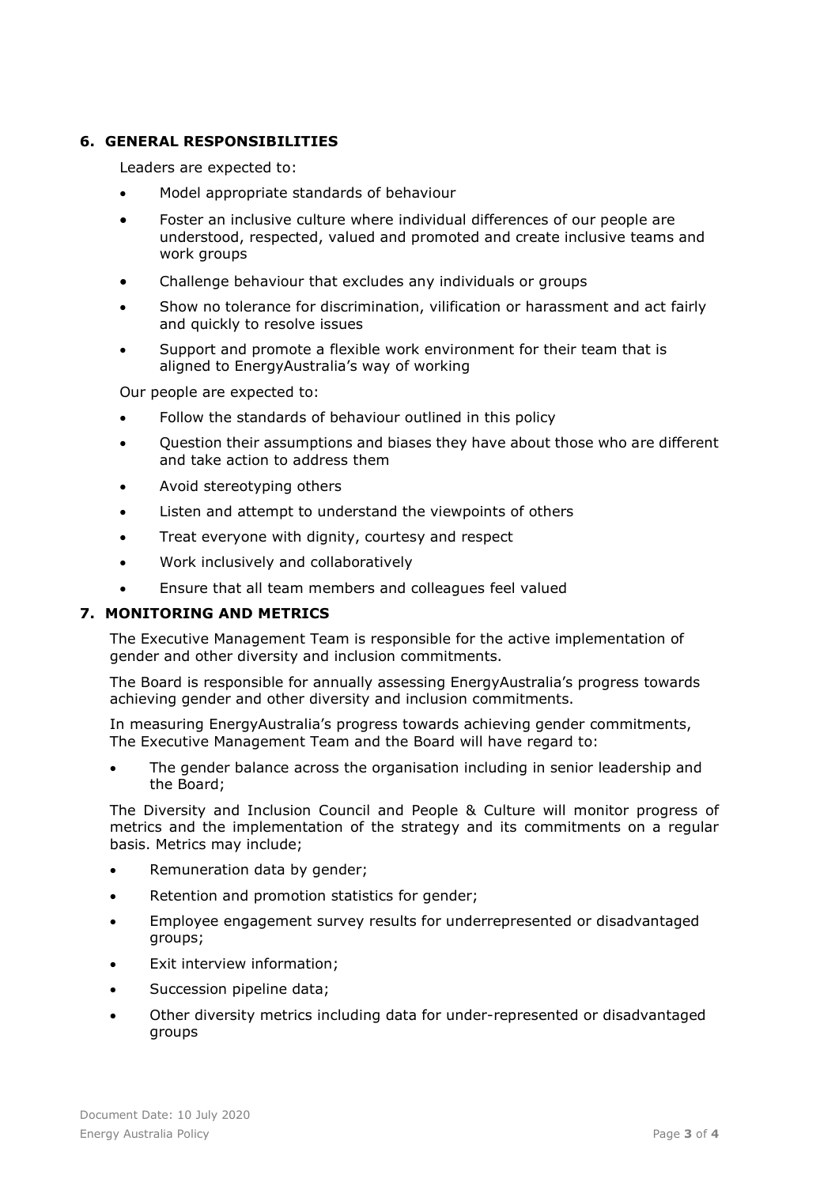## 6. GENERAL RESPONSIBILITIES

Leaders are expected to:

- Model appropriate standards of behaviour
- Foster an inclusive culture where individual differences of our people are understood, respected, valued and promoted and create inclusive teams and work groups
- Challenge behaviour that excludes any individuals or groups
- Show no tolerance for discrimination, vilification or harassment and act fairly and quickly to resolve issues
- Support and promote a flexible work environment for their team that is aligned to EnergyAustralia's way of working

Our people are expected to:

- Follow the standards of behaviour outlined in this policy
- Question their assumptions and biases they have about those who are different and take action to address them
- Avoid stereotyping others
- Listen and attempt to understand the viewpoints of others
- Treat everyone with dignity, courtesy and respect
- Work inclusively and collaboratively
- Ensure that all team members and colleagues feel valued

## 7. MONITORING AND METRICS

The Executive Management Team is responsible for the active implementation of gender and other diversity and inclusion commitments.

The Board is responsible for annually assessing EnergyAustralia's progress towards achieving gender and other diversity and inclusion commitments.

In measuring EnergyAustralia's progress towards achieving gender commitments, The Executive Management Team and the Board will have regard to:

- The gender balance across the organisation including in senior leadership and the Board;

The Diversity and Inclusion Council and People & Culture will monitor progress of metrics and the implementation of the strategy and its commitments on a regular basis. Metrics may include;

- Remuneration data by gender;
- Retention and promotion statistics for gender;
- Employee engagement survey results for underrepresented or disadvantaged groups;
- Exit interview information;
- Succession pipeline data;
- Other diversity metrics including data for under-represented or disadvantaged groups

Document Date: 10 July 2020
Energy Australia Policy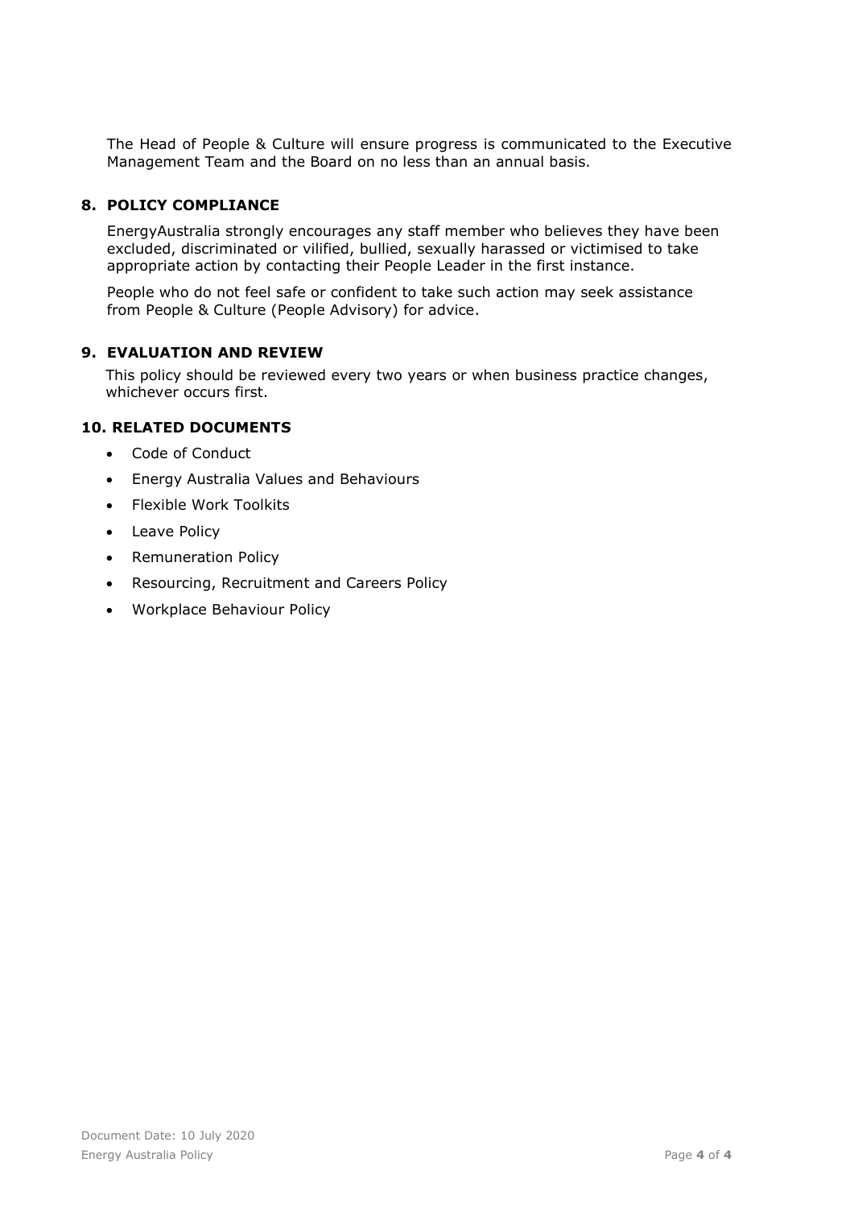The Head of People & Culture will ensure progress is communicated to the Executive Management Team and the Board on no less than an annual basis.

## 8. POLICY COMPLIANCE

EnergyAustralia strongly encourages any staff member who believes they have been excluded, discriminated or vilified, bullied, sexually harassed or victimised to take appropriate action by contacting their People Leader in the first instance.

People who do not feel safe or confident to take such action may seek assistance from People & Culture (People Advisory) for advice.

## 9. EVALUATION AND REVIEW

This policy should be reviewed every two years or when business practice changes, whichever occurs first.

## 10. RELATED DOCUMENTS

- Code of Conduct
- Energy Australia Values and Behaviours
- Flexible Work Toolkits
- Leave Policy
- Remuneration Policy
- Resourcing, Recruitment and Careers Policy
- Workplace Behaviour Policy